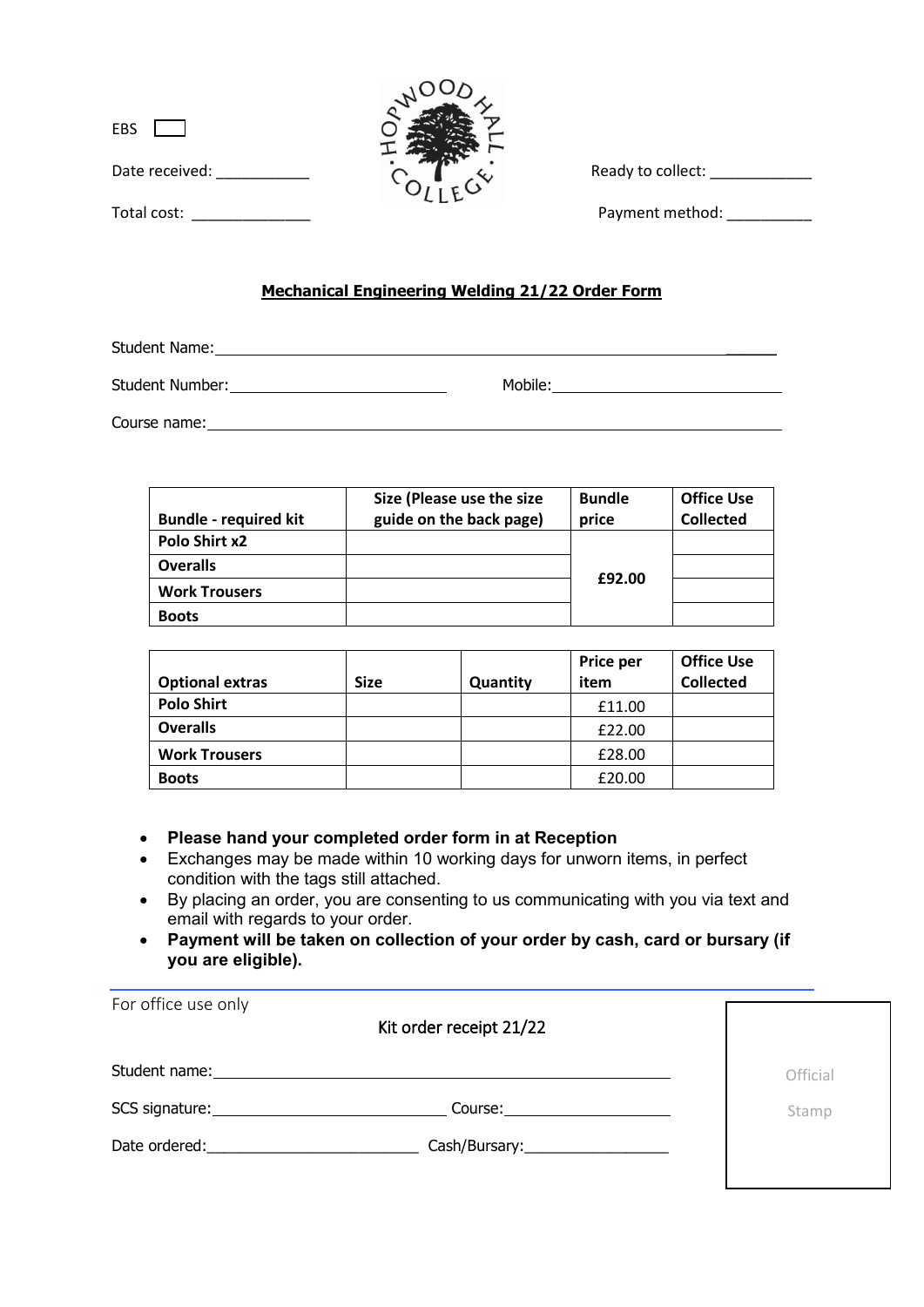EBS ☐

Date received: ___________

Total cost: ______________

HOPWOOD HALL COLLEGE

Ready to collect: ____________

Payment method: __________

**Mechanical Engineering Welding 21/22 Order Form**

Student Name: ______________________________________________

Student Number: ______________________ Mobile: ______________________

Course name: ______________________________________________

| Bundle - required kit | Size (Please use the size guide on the back page) | Bundle price | Office Use Collected |
|---|---|---|---|
| **Polo Shirt x2** | | **£92.00** | |
| **Overalls** | | | |
| **Work Trousers** | | | |
| **Boots** | | | |

| Optional extras | Size | Quantity | Price per item | Office Use Collected |
|---|---|---|---|---|
| **Polo Shirt** | | | £11.00 | |
| **Overalls** | | | £22.00 | |
| **Work Trousers** | | | £28.00 | |
| **Boots** | | | £20.00 | |

- **Please hand your completed order form in at Reception**
- Exchanges may be made within 10 working days for unworn items, in perfect condition with the tags still attached.
- By placing an order, you are consenting to us communicating with you via text and email with regards to your order.
- **Payment will be taken on collection of your order by cash, card or bursary (if you are eligible).**

For office use only

Kit order receipt 21/22

Student name: ______________________________________________

SCS signature: ______________________ Course: ____________________

Date ordered: ______________________ Cash/Bursary: ________________

Official Stamp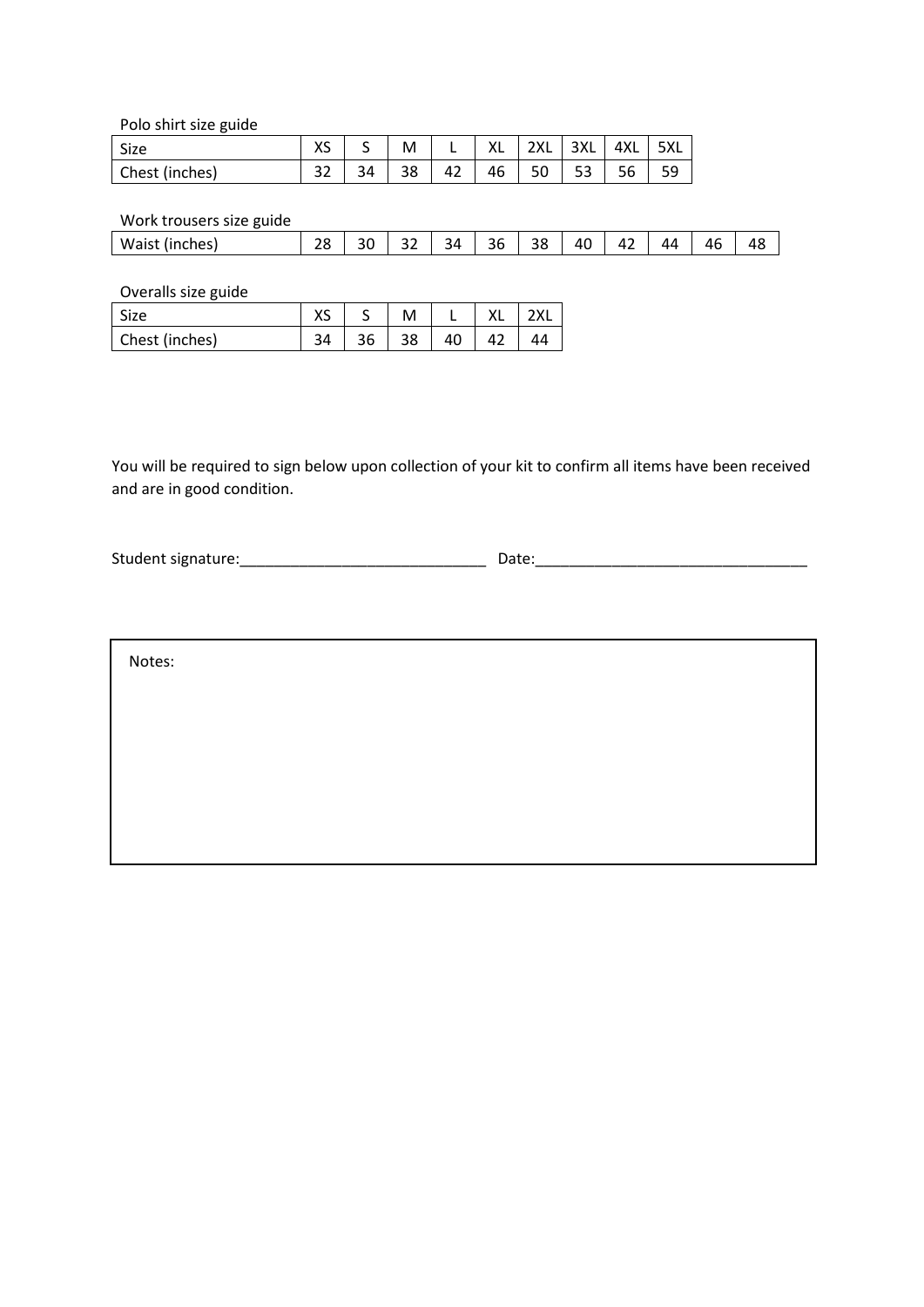Polo shirt size guide

| Size | XS | S | M | L | XL | 2XL | 3XL | 4XL | 5XL |
| --- | --- | --- | --- | --- | --- | --- | --- | --- | --- |
| Chest (inches) | 32 | 34 | 38 | 42 | 46 | 50 | 53 | 56 | 59 |

Work trousers size guide

| | | | | | | | | | | | |
| --- | --- | --- | --- | --- | --- | --- | --- | --- | --- | --- | --- |
| Waist (inches) | 28 | 30 | 32 | 34 | 36 | 38 | 40 | 42 | 44 | 46 | 48 |

Overalls size guide

| Size | XS | S | M | L | XL | 2XL |
| --- | --- | --- | --- | --- | --- | --- |
| Chest (inches) | 34 | 36 | 38 | 40 | 42 | 44 |

You will be required to sign below upon collection of your kit to confirm all items have been received and are in good condition.

Student signature:______________________________ Date:_________________________________

Notes: